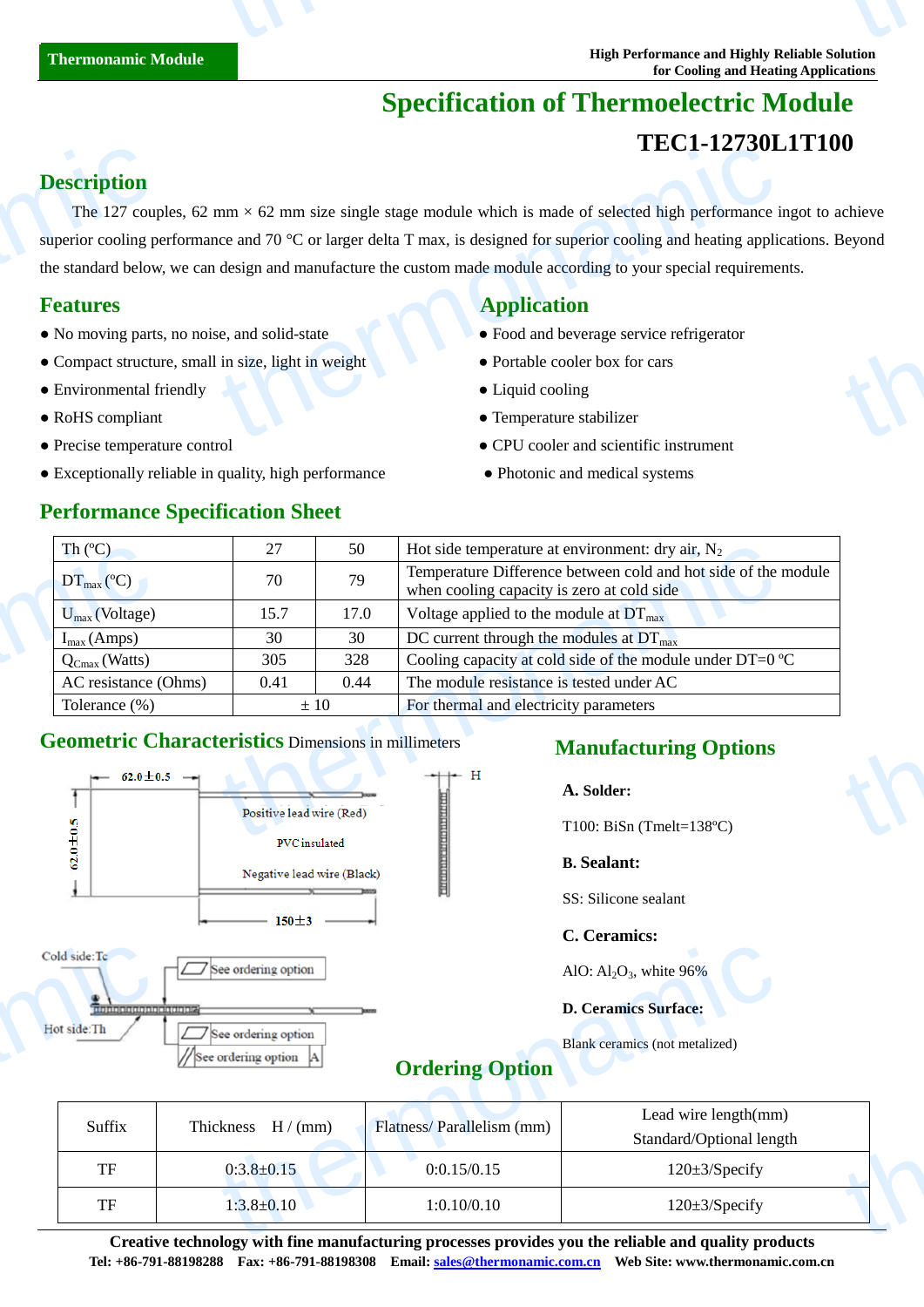# Specification of Thermoelectric Module

## TEC1-12730L1T100

## Description

The 127 couples, 62 mm × 62 mm size single stage module which is made of selected high performance ingot to achieve superior cooling performance and 70 °C or larger delta T max, is designed for superior cooling and heating applications. Beyond the standard below, we can design and manufacture the custom made module according to your special requirements.

## Features

- No moving parts, no noise, and solid-state
- Compact structure, small in size, light in weight
- Environmental friendly
- RoHS compliant
- Precise temperature control
- Exceptionally reliable in quality, high performance

## Application

- Food and beverage service refrigerator
- Portable cooler box for cars
- Liquid cooling
- Temperature stabilizer
- CPU cooler and scientific instrument
- Photonic and medical systems

## Performance Specification Sheet

| Th (ºC) | 27 | 50 | Hot side temperature at environment: dry air, $N_2$ |
|---|---|---|---|
| $DT_{max}$ (ºC) | 70 | 79 | Temperature Difference between cold and hot side of the module when cooling capacity is zero at cold side |
| $U_{max}$ (Voltage) | 15.7 | 17.0 | Voltage applied to the module at $DT_{max}$ |
| $I_{max}$ (Amps) | 30 | 30 | DC current through the modules at $DT_{max}$ |
| $Q_{Cmax}$ (Watts) | 305 | 328 | Cooling capacity at cold side of the module under DT=0 ºC |
| AC resistance (Ohms) | 0.41 | 0.44 | The module resistance is tested under AC |
| Tolerance (%) | ± 10 | | For thermal and electricity parameters |

## Geometric Characteristics Dimensions in millimeters

62.0±0.5 | 62.0±0.5 | Positive lead wire (Red) | PVC insulated | Negative lead wire (Black) | 150±3 | H

Cold side:Tc | Hot side:Th | See ordering option | See ordering option | See ordering option | A

## Manufacturing Options

**A. Solder:**

T100: BiSn (Tmelt=138ºC)

**B. Sealant:**

SS: Silicone sealant

**C. Ceramics:**

AlO: $Al_2O_3$, white 96%

**D. Ceramics Surface:**

Blank ceramics (not metalized)

## Ordering Option

| Suffix | Thickness H / (mm) | Flatness/ Parallelism (mm) | Lead wire length(mm) Standard/Optional length |
|---|---|---|---|
| TF | 0:3.8±0.15 | 0:0.15/0.15 | 120±3/Specify |
| TF | 1:3.8±0.10 | 1:0.10/0.10 | 120±3/Specify |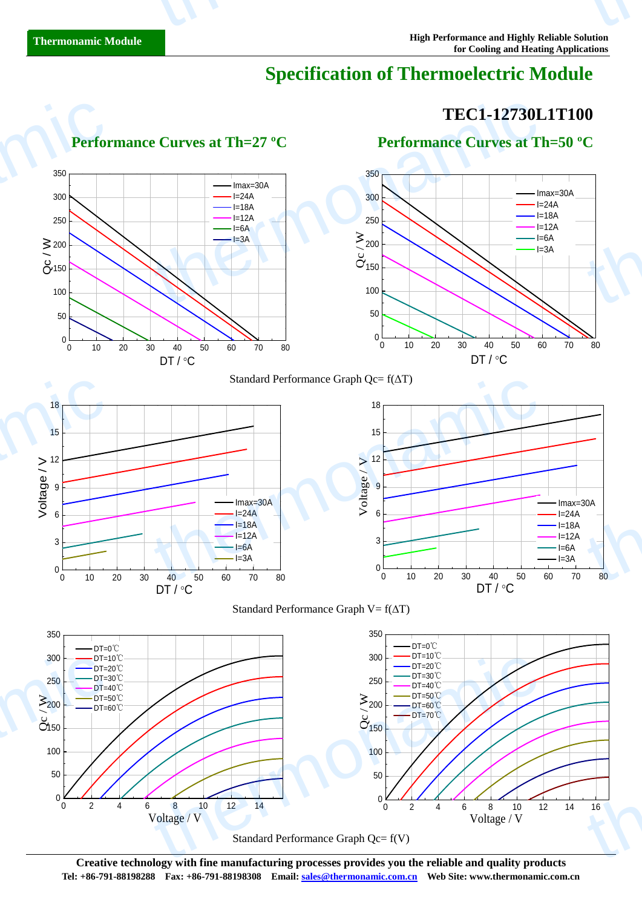# Specification of Thermoelectric Module

## TEC1-12730L1T100

### Performance Curves at Th=27 ºC

### Performance Curves at Th=50 ºC

Standard Performance Graph Qc= f(ΔT)

Standard Performance Graph V= f(ΔT)

Standard Performance Graph Qc= f(V)

**Creative technology with fine manufacturing processes provides you the reliable and quality products**

**Tel: +86-791-88198288 Fax: +86-791-88198308 Email: sales@thermonamic.com.cn Web Site: www.thermonamic.com.cn**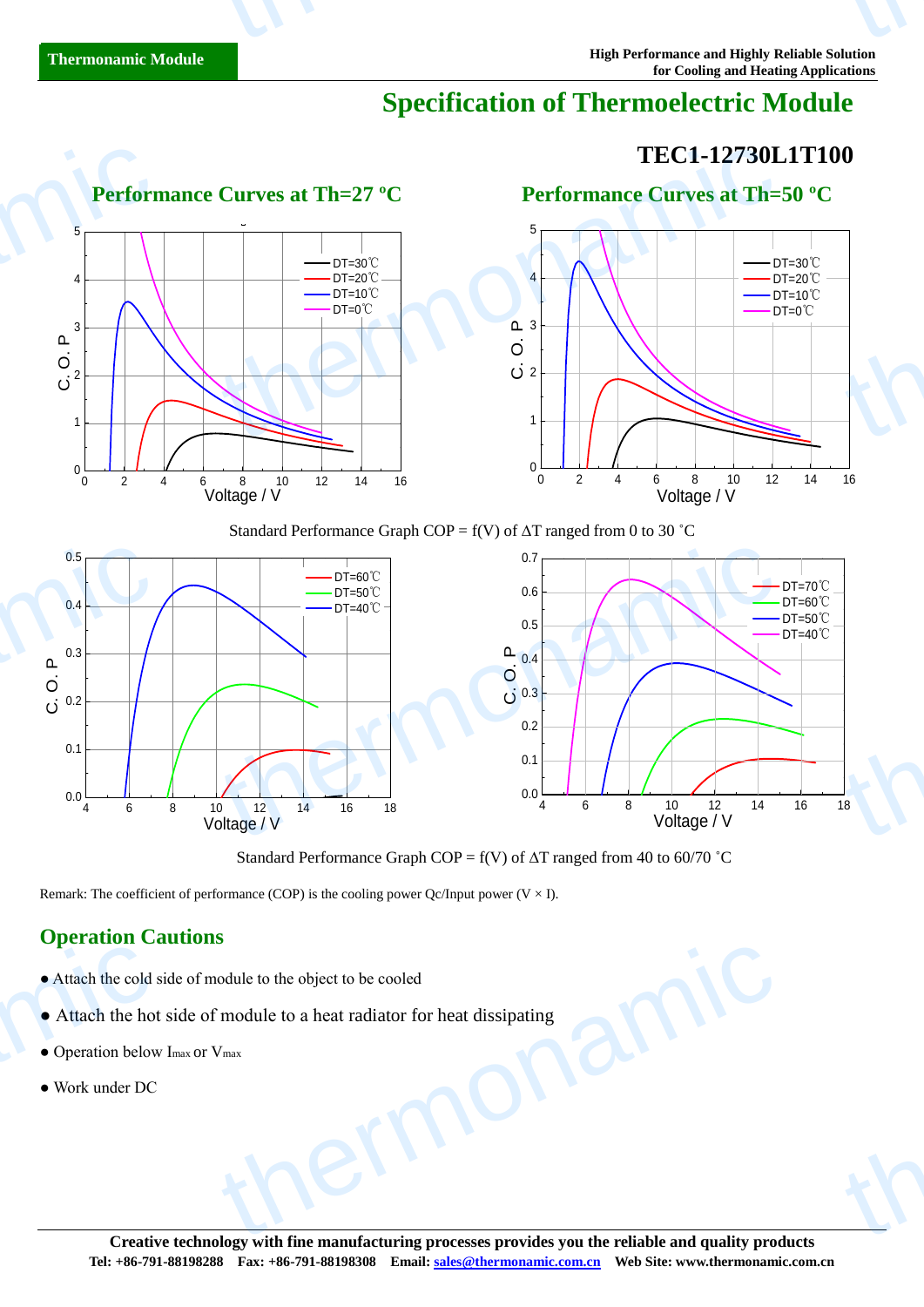# Specification of Thermoelectric Module

## TEC1-12730L1T100

### Performance Curves at Th=27 ºC

C. O. P

Voltage / V

DT=30℃
DT=20℃
DT=10℃
DT=0℃

### Performance Curves at Th=50 ºC

C. O. P

Voltage / V

DT=30℃
DT=20℃
DT=10℃
DT=0℃

Standard Performance Graph COP = f(V) of ΔT ranged from 0 to 30 ˚C

C. O. P

Voltage / V

DT=60℃
DT=50℃
DT=40℃

C. O. P

Voltage / V

DT=70℃
DT=60℃
DT=50℃
DT=40℃

Standard Performance Graph COP = f(V) of ΔT ranged from 40 to 60/70 ˚C

Remark: The coefficient of performance (COP) is the cooling power Qc/Input power (V × I).

## Operation Cautions

- Attach the cold side of module to the object to be cooled
- Attach the hot side of module to a heat radiator for heat dissipating
- Operation below $I_{max}$ or $V_{max}$
- Work under DC

**Creative technology with fine manufacturing processes provides you the reliable and quality products**

**Tel: +86-791-88198288 Fax: +86-791-88198308 Email: sales@thermonamic.com.cn Web Site: www.thermonamic.com.cn**